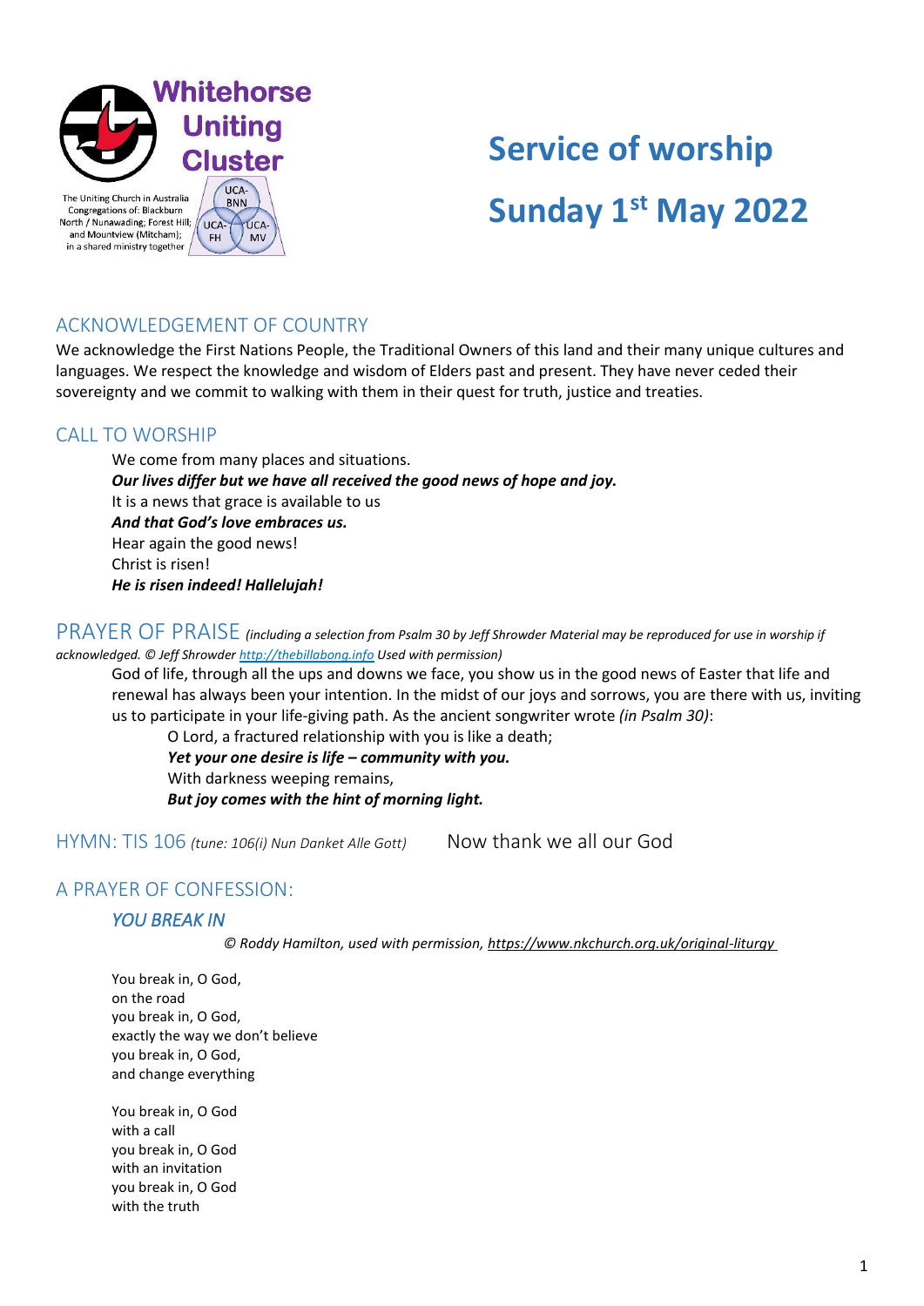**Whitehorse Uniting Cluster**

The Uniting Church in Australia Congregations of: Blackburn North / Nunawading; Forest Hill; and Mountview (Mitcham); in a shared ministry together

UCA-BNN UCA-FH UCA-MV

# Service of worship

# Sunday 1st May 2022

## ACKNOWLEDGEMENT OF COUNTRY

We acknowledge the First Nations People, the Traditional Owners of this land and their many unique cultures and languages. We respect the knowledge and wisdom of Elders past and present. They have never ceded their sovereignty and we commit to walking with them in their quest for truth, justice and treaties.

## CALL TO WORSHIP

We come from many places and situations.
***Our lives differ but we have all received the good news of hope and joy.***
It is a news that grace is available to us
***And that God's love embraces us.***
Hear again the good news!
Christ is risen!
***He is risen indeed! Hallelujah!***

## PRAYER OF PRAISE *(including a selection from Psalm 30 by Jeff Shrowder Material may be reproduced for use in worship if acknowledged. © Jeff Shrowder http://thebillabong.info Used with permission)*

God of life, through all the ups and downs we face, you show us in the good news of Easter that life and renewal has always been your intention. In the midst of our joys and sorrows, you are there with us, inviting us to participate in your life-giving path. As the ancient songwriter wrote *(in Psalm 30)*:

O Lord, a fractured relationship with you is like a death;
***Yet your one desire is life – community with you.***
With darkness weeping remains,
***But joy comes with the hint of morning light.***

## HYMN: TIS 106 *(tune: 106(i) Nun Danket Alle Gott)* Now thank we all our God

## A PRAYER OF CONFESSION:

### *YOU BREAK IN*

*© Roddy Hamilton, used with permission, https://www.nkchurch.org.uk/original-liturgy*

You break in, O God,
on the road
you break in, O God,
exactly the way we don't believe
you break in, O God,
and change everything

You break in, O God
with a call
you break in, O God
with an invitation
you break in, O God
with the truth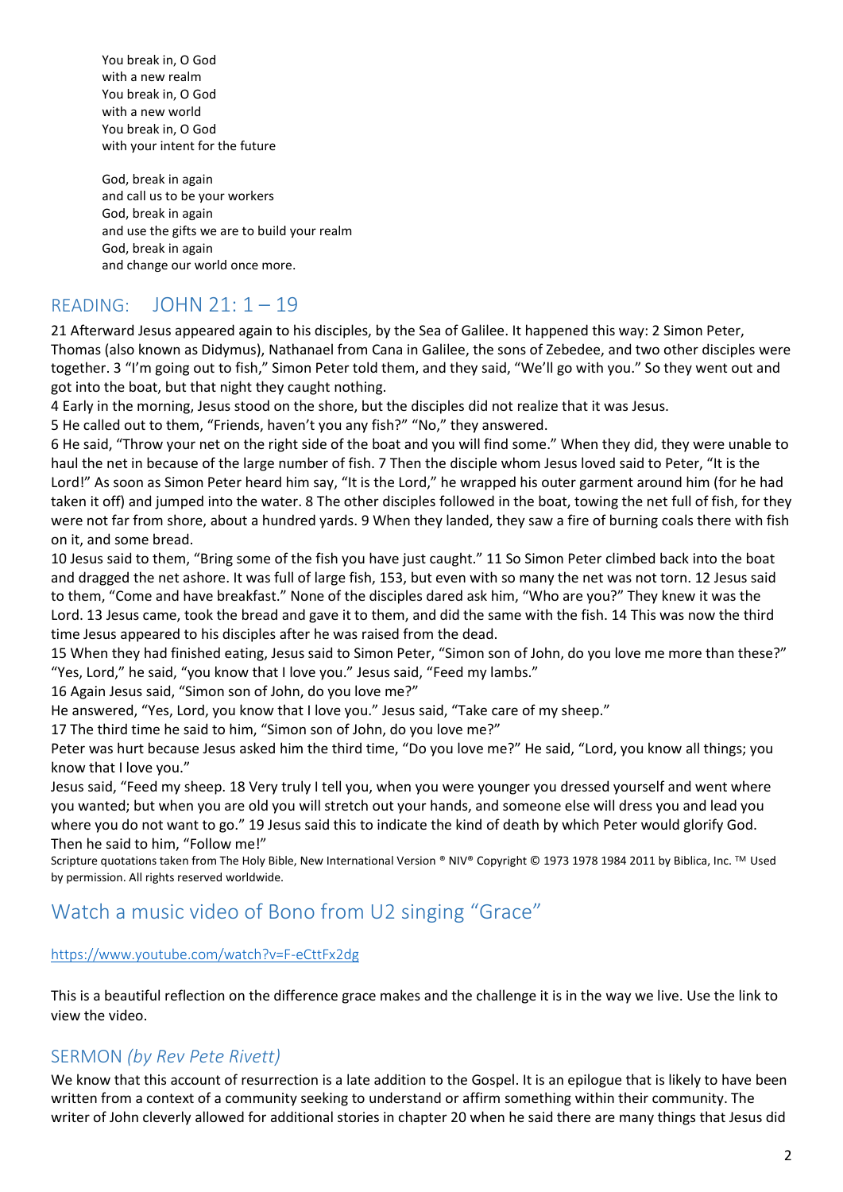You break in, O God
with a new realm
You break in, O God
with a new world
You break in, O God
with your intent for the future

God, break in again
and call us to be your workers
God, break in again
and use the gifts we are to build your realm
God, break in again
and change our world once more.

## READING: JOHN 21: 1 – 19

21 Afterward Jesus appeared again to his disciples, by the Sea of Galilee. It happened this way: 2 Simon Peter, Thomas (also known as Didymus), Nathanael from Cana in Galilee, the sons of Zebedee, and two other disciples were together. 3 "I'm going out to fish," Simon Peter told them, and they said, "We'll go with you." So they went out and got into the boat, but that night they caught nothing.
4 Early in the morning, Jesus stood on the shore, but the disciples did not realize that it was Jesus.
5 He called out to them, "Friends, haven't you any fish?" "No," they answered.
6 He said, "Throw your net on the right side of the boat and you will find some." When they did, they were unable to haul the net in because of the large number of fish. 7 Then the disciple whom Jesus loved said to Peter, "It is the Lord!" As soon as Simon Peter heard him say, "It is the Lord," he wrapped his outer garment around him (for he had taken it off) and jumped into the water. 8 The other disciples followed in the boat, towing the net full of fish, for they were not far from shore, about a hundred yards. 9 When they landed, they saw a fire of burning coals there with fish on it, and some bread.
10 Jesus said to them, "Bring some of the fish you have just caught." 11 So Simon Peter climbed back into the boat and dragged the net ashore. It was full of large fish, 153, but even with so many the net was not torn. 12 Jesus said to them, "Come and have breakfast." None of the disciples dared ask him, "Who are you?" They knew it was the Lord. 13 Jesus came, took the bread and gave it to them, and did the same with the fish. 14 This was now the third time Jesus appeared to his disciples after he was raised from the dead.
15 When they had finished eating, Jesus said to Simon Peter, "Simon son of John, do you love me more than these?" "Yes, Lord," he said, "you know that I love you." Jesus said, "Feed my lambs."
16 Again Jesus said, "Simon son of John, do you love me?"
He answered, "Yes, Lord, you know that I love you." Jesus said, "Take care of my sheep."
17 The third time he said to him, "Simon son of John, do you love me?"
Peter was hurt because Jesus asked him the third time, "Do you love me?" He said, "Lord, you know all things; you know that I love you."
Jesus said, "Feed my sheep. 18 Very truly I tell you, when you were younger you dressed yourself and went where you wanted; but when you are old you will stretch out your hands, and someone else will dress you and lead you where you do not want to go." 19 Jesus said this to indicate the kind of death by which Peter would glorify God. Then he said to him, "Follow me!"

Scripture quotations taken from The Holy Bible, New International Version ® NIV® Copyright © 1973 1978 1984 2011 by Biblica, Inc. ™ Used by permission. All rights reserved worldwide.

## Watch a music video of Bono from U2 singing "Grace"

https://www.youtube.com/watch?v=F-eCttFx2dg

This is a beautiful reflection on the difference grace makes and the challenge it is in the way we live. Use the link to view the video.

## SERMON *(by Rev Pete Rivett)*

We know that this account of resurrection is a late addition to the Gospel. It is an epilogue that is likely to have been written from a context of a community seeking to understand or affirm something within their community. The writer of John cleverly allowed for additional stories in chapter 20 when he said there are many things that Jesus did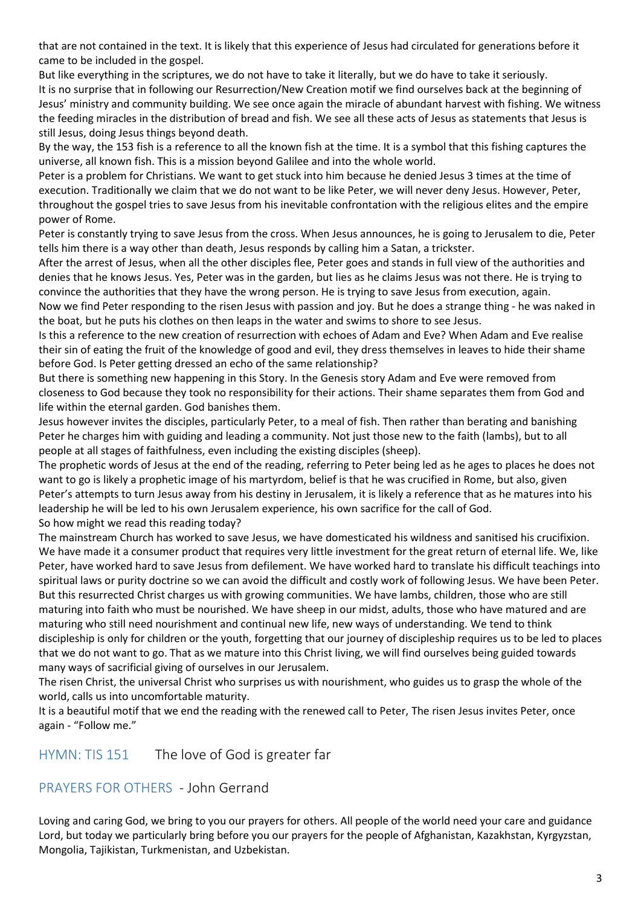that are not contained in the text. It is likely that this experience of Jesus had circulated for generations before it came to be included in the gospel.

But like everything in the scriptures, we do not have to take it literally, but we do have to take it seriously.

It is no surprise that in following our Resurrection/New Creation motif we find ourselves back at the beginning of Jesus' ministry and community building. We see once again the miracle of abundant harvest with fishing. We witness the feeding miracles in the distribution of bread and fish. We see all these acts of Jesus as statements that Jesus is still Jesus, doing Jesus things beyond death.

By the way, the 153 fish is a reference to all the known fish at the time. It is a symbol that this fishing captures the universe, all known fish. This is a mission beyond Galilee and into the whole world.

Peter is a problem for Christians. We want to get stuck into him because he denied Jesus 3 times at the time of execution. Traditionally we claim that we do not want to be like Peter, we will never deny Jesus. However, Peter, throughout the gospel tries to save Jesus from his inevitable confrontation with the religious elites and the empire power of Rome.

Peter is constantly trying to save Jesus from the cross. When Jesus announces, he is going to Jerusalem to die, Peter tells him there is a way other than death, Jesus responds by calling him a Satan, a trickster.

After the arrest of Jesus, when all the other disciples flee, Peter goes and stands in full view of the authorities and denies that he knows Jesus. Yes, Peter was in the garden, but lies as he claims Jesus was not there. He is trying to convince the authorities that they have the wrong person. He is trying to save Jesus from execution, again.

Now we find Peter responding to the risen Jesus with passion and joy. But he does a strange thing - he was naked in the boat, but he puts his clothes on then leaps in the water and swims to shore to see Jesus.

Is this a reference to the new creation of resurrection with echoes of Adam and Eve? When Adam and Eve realise their sin of eating the fruit of the knowledge of good and evil, they dress themselves in leaves to hide their shame before God. Is Peter getting dressed an echo of the same relationship?

But there is something new happening in this Story. In the Genesis story Adam and Eve were removed from closeness to God because they took no responsibility for their actions. Their shame separates them from God and life within the eternal garden. God banishes them.

Jesus however invites the disciples, particularly Peter, to a meal of fish. Then rather than berating and banishing Peter he charges him with guiding and leading a community. Not just those new to the faith (lambs), but to all people at all stages of faithfulness, even including the existing disciples (sheep).

The prophetic words of Jesus at the end of the reading, referring to Peter being led as he ages to places he does not want to go is likely a prophetic image of his martyrdom, belief is that he was crucified in Rome, but also, given Peter's attempts to turn Jesus away from his destiny in Jerusalem, it is likely a reference that as he matures into his leadership he will be led to his own Jerusalem experience, his own sacrifice for the call of God.

So how might we read this reading today?

The mainstream Church has worked to save Jesus, we have domesticated his wildness and sanitised his crucifixion. We have made it a consumer product that requires very little investment for the great return of eternal life. We, like Peter, have worked hard to save Jesus from defilement. We have worked hard to translate his difficult teachings into spiritual laws or purity doctrine so we can avoid the difficult and costly work of following Jesus. We have been Peter. But this resurrected Christ charges us with growing communities. We have lambs, children, those who are still maturing into faith who must be nourished. We have sheep in our midst, adults, those who have matured and are maturing who still need nourishment and continual new life, new ways of understanding. We tend to think discipleship is only for children or the youth, forgetting that our journey of discipleship requires us to be led to places that we do not want to go. That as we mature into this Christ living, we will find ourselves being guided towards many ways of sacrificial giving of ourselves in our Jerusalem.

The risen Christ, the universal Christ who surprises us with nourishment, who guides us to grasp the whole of the world, calls us into uncomfortable maturity.

It is a beautiful motif that we end the reading with the renewed call to Peter, The risen Jesus invites Peter, once again - "Follow me."

## HYMN: TIS 151 The love of God is greater far

## PRAYERS FOR OTHERS - John Gerrand

Loving and caring God, we bring to you our prayers for others. All people of the world need your care and guidance Lord, but today we particularly bring before you our prayers for the people of Afghanistan, Kazakhstan, Kyrgyzstan, Mongolia, Tajikistan, Turkmenistan, and Uzbekistan.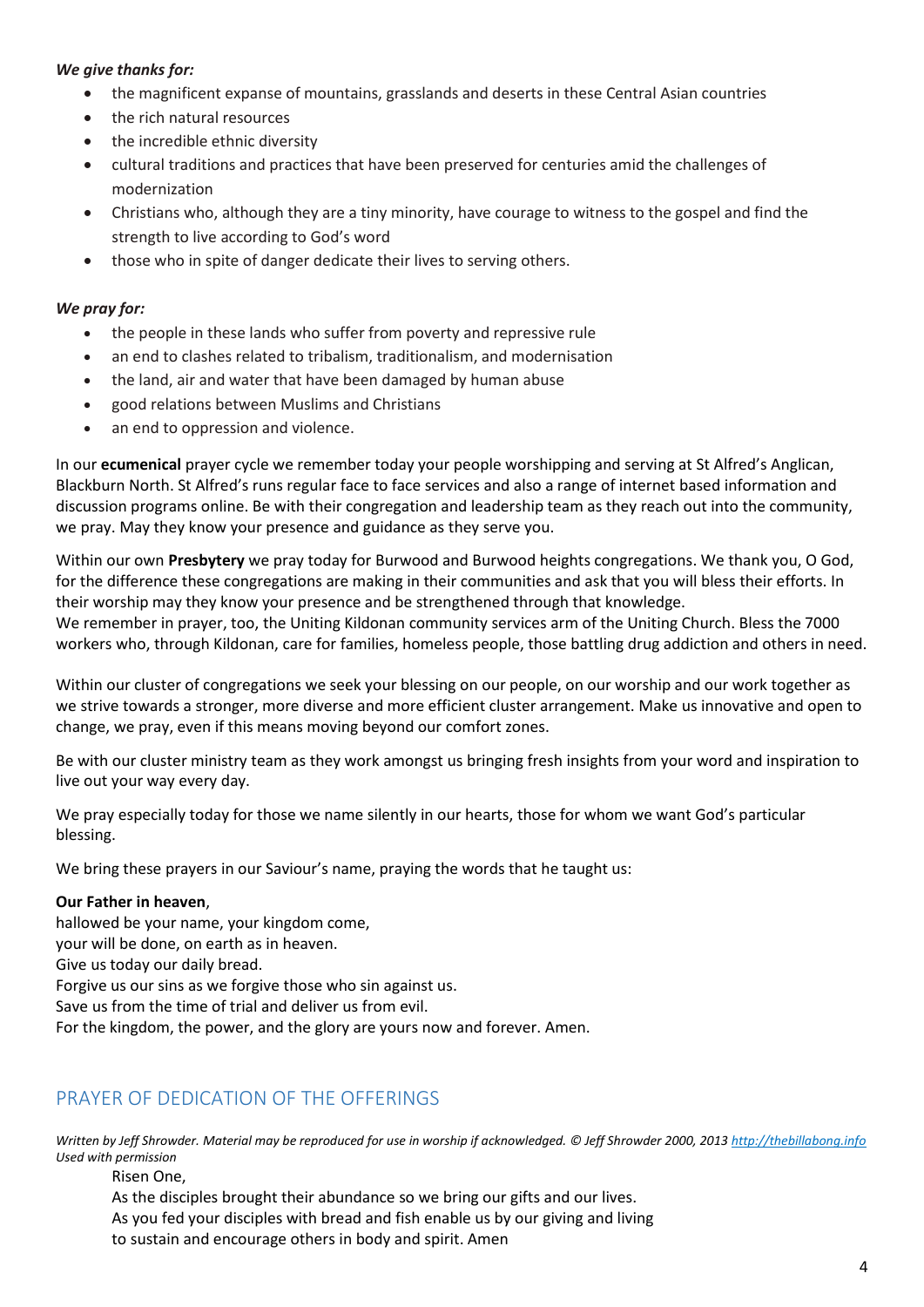***We give thanks for:***

- the magnificent expanse of mountains, grasslands and deserts in these Central Asian countries
- the rich natural resources
- the incredible ethnic diversity
- cultural traditions and practices that have been preserved for centuries amid the challenges of modernization
- Christians who, although they are a tiny minority, have courage to witness to the gospel and find the strength to live according to God's word
- those who in spite of danger dedicate their lives to serving others.

***We pray for:***

- the people in these lands who suffer from poverty and repressive rule
- an end to clashes related to tribalism, traditionalism, and modernisation
- the land, air and water that have been damaged by human abuse
- good relations between Muslims and Christians
- an end to oppression and violence.

In our **ecumenical** prayer cycle we remember today your people worshipping and serving at St Alfred's Anglican, Blackburn North. St Alfred's runs regular face to face services and also a range of internet based information and discussion programs online. Be with their congregation and leadership team as they reach out into the community, we pray. May they know your presence and guidance as they serve you.

Within our own **Presbytery** we pray today for Burwood and Burwood heights congregations. We thank you, O God, for the difference these congregations are making in their communities and ask that you will bless their efforts. In their worship may they know your presence and be strengthened through that knowledge.
We remember in prayer, too, the Uniting Kildonan community services arm of the Uniting Church. Bless the 7000 workers who, through Kildonan, care for families, homeless people, those battling drug addiction and others in need.

Within our cluster of congregations we seek your blessing on our people, on our worship and our work together as we strive towards a stronger, more diverse and more efficient cluster arrangement. Make us innovative and open to change, we pray, even if this means moving beyond our comfort zones.

Be with our cluster ministry team as they work amongst us bringing fresh insights from your word and inspiration to live out your way every day.

We pray especially today for those we name silently in our hearts, those for whom we want God's particular blessing.

We bring these prayers in our Saviour's name, praying the words that he taught us:

**Our Father in heaven**,
hallowed be your name, your kingdom come,
your will be done, on earth as in heaven.
Give us today our daily bread.
Forgive us our sins as we forgive those who sin against us.
Save us from the time of trial and deliver us from evil.
For the kingdom, the power, and the glory are yours now and forever. Amen.

## PRAYER OF DEDICATION OF THE OFFERINGS

*Written by Jeff Shrowder. Material may be reproduced for use in worship if acknowledged. © Jeff Shrowder 2000, 2013 http://thebillabong.info Used with permission*

Risen One,
As the disciples brought their abundance so we bring our gifts and our lives.
As you fed your disciples with bread and fish enable us by our giving and living
to sustain and encourage others in body and spirit. Amen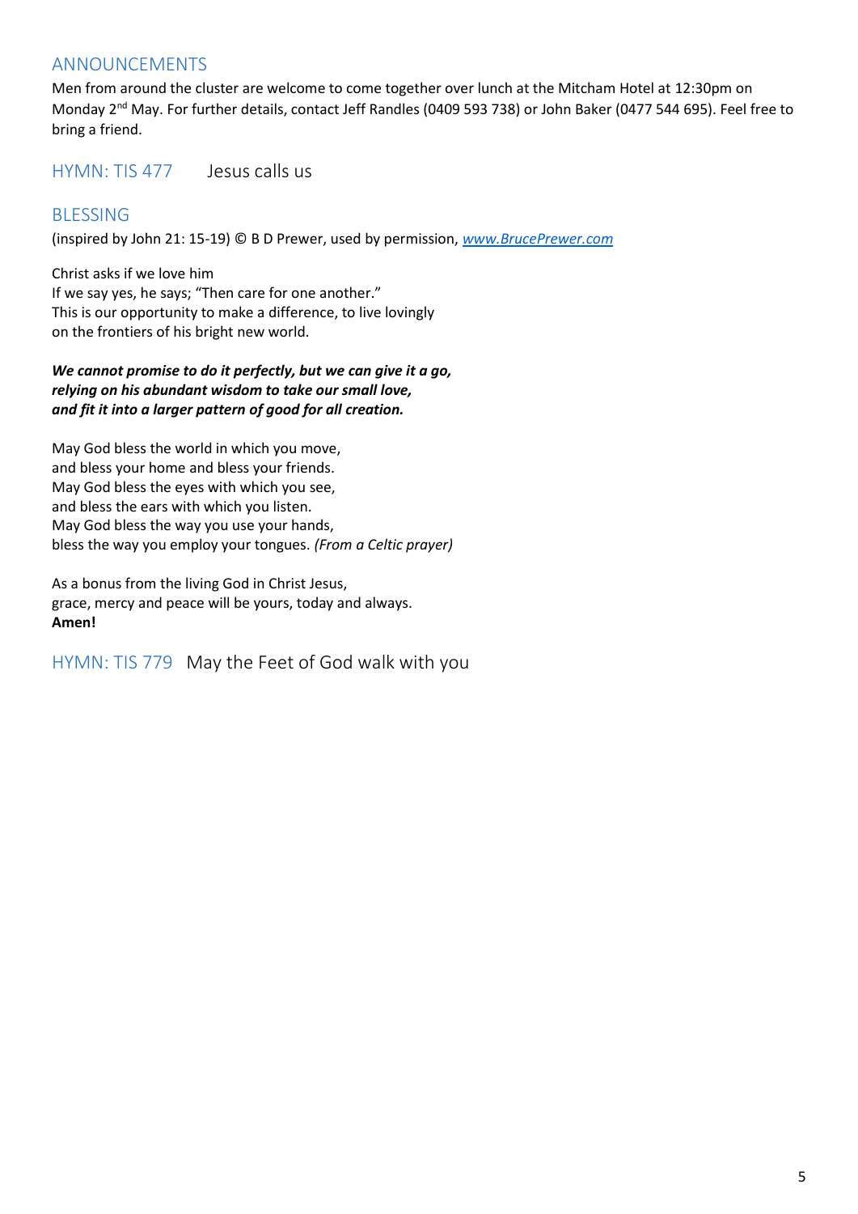## ANNOUNCEMENTS

Men from around the cluster are welcome to come together over lunch at the Mitcham Hotel at 12:30pm on Monday 2nd May. For further details, contact Jeff Randles (0409 593 738) or John Baker (0477 544 695). Feel free to bring a friend.

## HYMN: TIS 477 Jesus calls us

## BLESSING

(inspired by John 21: 15-19) © B D Prewer, used by permission, *www.BrucePrewer.com*

Christ asks if we love him
If we say yes, he says; "Then care for one another."
This is our opportunity to make a difference, to live lovingly
on the frontiers of his bright new world.

***We cannot promise to do it perfectly, but we can give it a go,***
***relying on his abundant wisdom to take our small love,***
***and fit it into a larger pattern of good for all creation.***

May God bless the world in which you move,
and bless your home and bless your friends.
May God bless the eyes with which you see,
and bless the ears with which you listen.
May God bless the way you use your hands,
bless the way you employ your tongues. *(From a Celtic prayer)*

As a bonus from the living God in Christ Jesus,
grace, mercy and peace will be yours, today and always.
**Amen!**

## HYMN: TIS 779 May the Feet of God walk with you